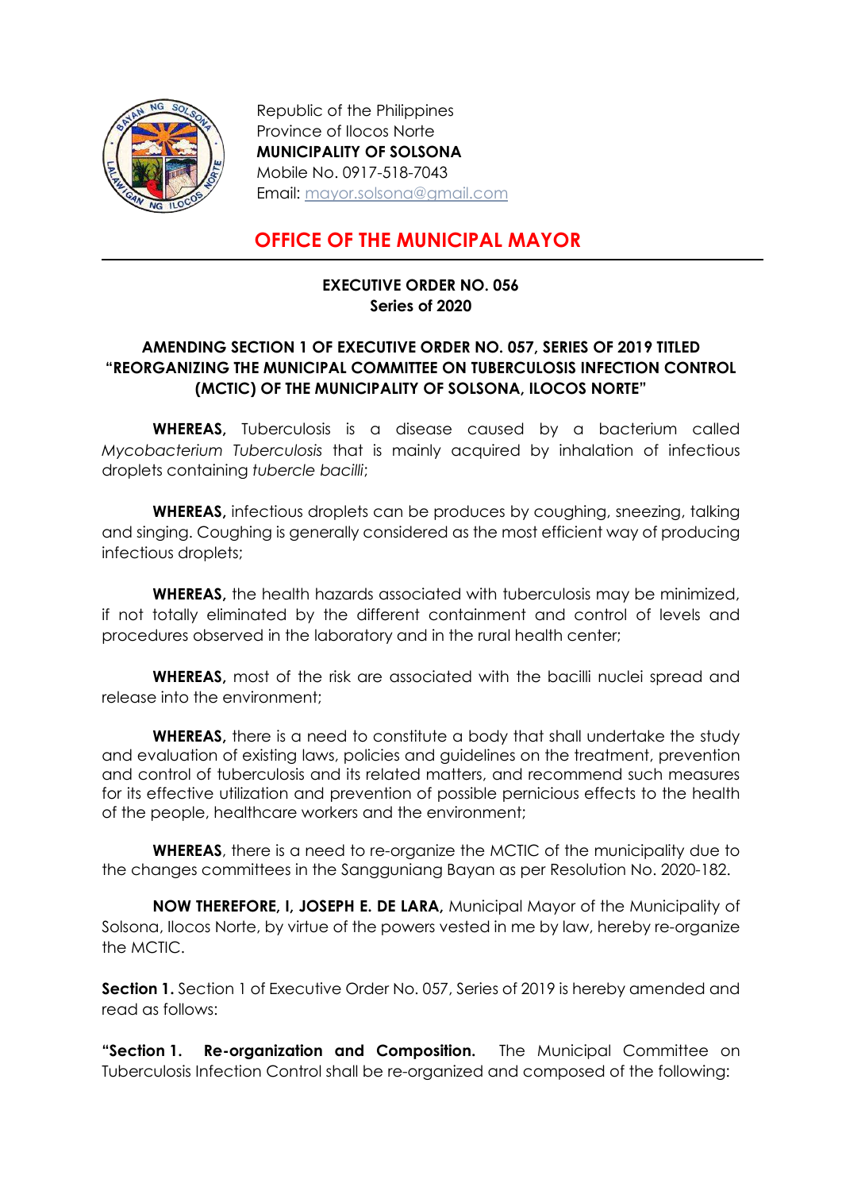Republic of the Philippines
Province of Ilocos Norte
**MUNICIPALITY OF SOLSONA**
Mobile No. 0917-518-7043
Email: mayor.solsona@gmail.com

# OFFICE OF THE MUNICIPAL MAYOR

**EXECUTIVE ORDER NO. 056**
**Series of 2020**

**AMENDING SECTION 1 OF EXECUTIVE ORDER NO. 057, SERIES OF 2019 TITLED "REORGANIZING THE MUNICIPAL COMMITTEE ON TUBERCULOSIS INFECTION CONTROL (MCTIC) OF THE MUNICIPALITY OF SOLSONA, ILOCOS NORTE"**

**WHEREAS,** Tuberculosis is a disease caused by a bacterium called *Mycobacterium Tuberculosis* that is mainly acquired by inhalation of infectious droplets containing *tubercle bacilli*;

**WHEREAS,** infectious droplets can be produces by coughing, sneezing, talking and singing. Coughing is generally considered as the most efficient way of producing infectious droplets;

**WHEREAS,** the health hazards associated with tuberculosis may be minimized, if not totally eliminated by the different containment and control of levels and procedures observed in the laboratory and in the rural health center;

**WHEREAS,** most of the risk are associated with the bacilli nuclei spread and release into the environment;

**WHEREAS,** there is a need to constitute a body that shall undertake the study and evaluation of existing laws, policies and guidelines on the treatment, prevention and control of tuberculosis and its related matters, and recommend such measures for its effective utilization and prevention of possible pernicious effects to the health of the people, healthcare workers and the environment;

**WHEREAS**, there is a need to re-organize the MCTIC of the municipality due to the changes committees in the Sangguniang Bayan as per Resolution No. 2020-182.

**NOW THEREFORE, I, JOSEPH E. DE LARA,** Municipal Mayor of the Municipality of Solsona, Ilocos Norte, by virtue of the powers vested in me by law, hereby re-organize the MCTIC.

**Section 1.** Section 1 of Executive Order No. 057, Series of 2019 is hereby amended and read as follows:

**"Section 1. Re-organization and Composition.** The Municipal Committee on Tuberculosis Infection Control shall be re-organized and composed of the following: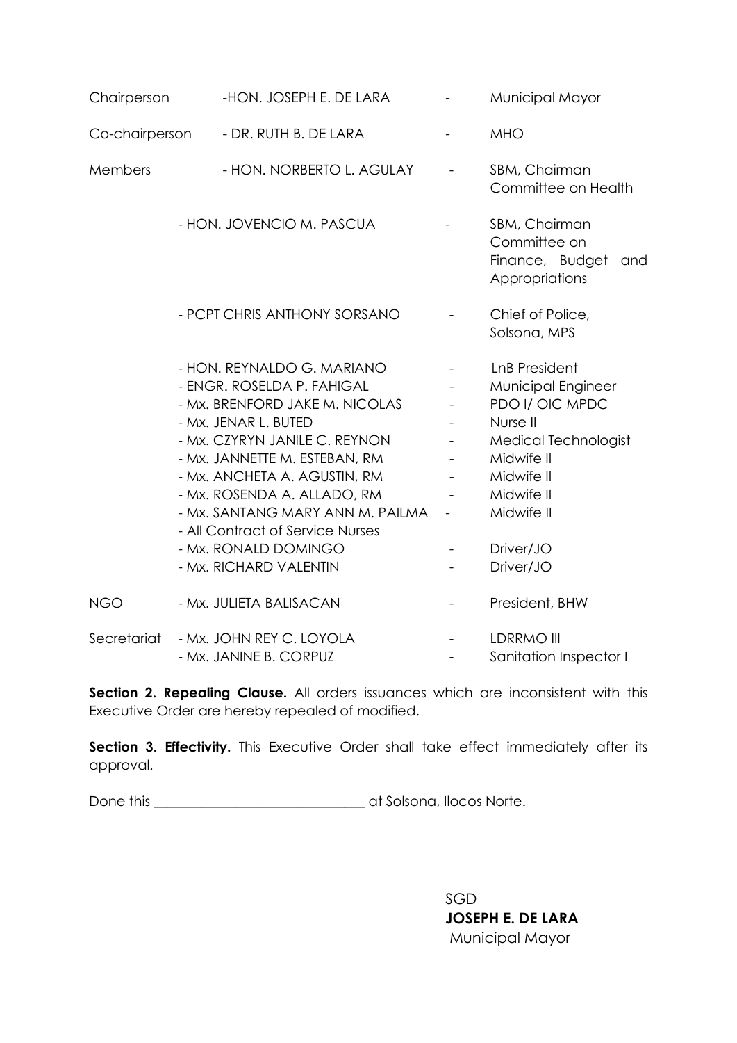| | | | |
|---|---|---|---|
| Chairperson | -HON. JOSEPH E. DE LARA | - | Municipal Mayor |
| Co-chairperson | - DR. RUTH B. DE LARA | - | MHO |
| Members | - HON. NORBERTO L. AGULAY | - | SBM, Chairman Committee on Health |
| | - HON. JOVENCIO M. PASCUA | - | SBM, Chairman Committee on Finance, Budget and Appropriations |
| | - PCPT CHRIS ANTHONY SORSANO | - | Chief of Police, Solsona, MPS |
| | - HON. REYNALDO G. MARIANO | - | LnB President |
| | - ENGR. ROSELDA P. FAHIGAL | - | Municipal Engineer |
| | - Mx. BRENFORD JAKE M. NICOLAS | - | PDO I/ OIC MPDC |
| | - Mx. JENAR L. BUTED | - | Nurse II |
| | - Mx. CZYRYN JANILE C. REYNON | - | Medical Technologist |
| | - Mx. JANNETTE M. ESTEBAN, RM | - | Midwife II |
| | - Mx. ANCHETA A. AGUSTIN, RM | - | Midwife II |
| | - Mx. ROSENDA A. ALLADO, RM | - | Midwife II |
| | - Mx. SANTANG MARY ANN M. PAILMA | - | Midwife II |
| | - All Contract of Service Nurses | | |
| | - Mx. RONALD DOMINGO | - | Driver/JO |
| | - Mx. RICHARD VALENTIN | - | Driver/JO |
| NGO | - Mx. JULIETA BALISACAN | - | President, BHW |
| Secretariat | - Mx. JOHN REY C. LOYOLA | - | LDRRMO III |
| | - Mx. JANINE B. CORPUZ | - | Sanitation Inspector I |

**Section 2. Repealing Clause.** All orders issuances which are inconsistent with this Executive Order are hereby repealed of modified.

**Section 3. Effectivity.** This Executive Order shall take effect immediately after its approval.

Done this ______________________________ at Solsona, Ilocos Norte.

SGD
**JOSEPH E. DE LARA**
Municipal Mayor